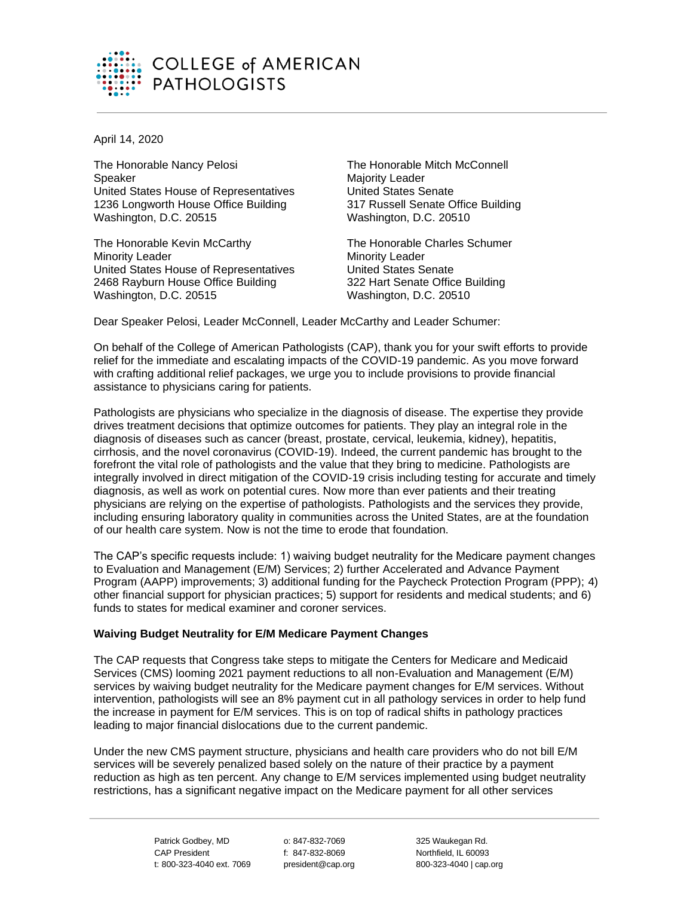COLLEGE of AMERICAN PATHOLOGISTS

April 14, 2020

The Honorable Nancy Pelosi
Speaker
United States House of Representatives
1236 Longworth House Office Building
Washington, D.C. 20515

The Honorable Mitch McConnell
Majority Leader
United States Senate
317 Russell Senate Office Building
Washington, D.C. 20510

The Honorable Kevin McCarthy
Minority Leader
United States House of Representatives
2468 Rayburn House Office Building
Washington, D.C. 20515

The Honorable Charles Schumer
Minority Leader
United States Senate
322 Hart Senate Office Building
Washington, D.C. 20510

Dear Speaker Pelosi, Leader McConnell, Leader McCarthy and Leader Schumer:

On behalf of the College of American Pathologists (CAP), thank you for your swift efforts to provide relief for the immediate and escalating impacts of the COVID-19 pandemic. As you move forward with crafting additional relief packages, we urge you to include provisions to provide financial assistance to physicians caring for patients.

Pathologists are physicians who specialize in the diagnosis of disease. The expertise they provide drives treatment decisions that optimize outcomes for patients. They play an integral role in the diagnosis of diseases such as cancer (breast, prostate, cervical, leukemia, kidney), hepatitis, cirrhosis, and the novel coronavirus (COVID-19). Indeed, the current pandemic has brought to the forefront the vital role of pathologists and the value that they bring to medicine. Pathologists are integrally involved in direct mitigation of the COVID-19 crisis including testing for accurate and timely diagnosis, as well as work on potential cures. Now more than ever patients and their treating physicians are relying on the expertise of pathologists. Pathologists and the services they provide, including ensuring laboratory quality in communities across the United States, are at the foundation of our health care system. Now is not the time to erode that foundation.

The CAP's specific requests include: 1) waiving budget neutrality for the Medicare payment changes to Evaluation and Management (E/M) Services; 2) further Accelerated and Advance Payment Program (AAPP) improvements; 3) additional funding for the Paycheck Protection Program (PPP); 4) other financial support for physician practices; 5) support for residents and medical students; and 6) funds to states for medical examiner and coroner services.

**Waiving Budget Neutrality for E/M Medicare Payment Changes**

The CAP requests that Congress take steps to mitigate the Centers for Medicare and Medicaid Services (CMS) looming 2021 payment reductions to all non-Evaluation and Management (E/M) services by waiving budget neutrality for the Medicare payment changes for E/M services. Without intervention, pathologists will see an 8% payment cut in all pathology services in order to help fund the increase in payment for E/M services. This is on top of radical shifts in pathology practices leading to major financial dislocations due to the current pandemic.

Under the new CMS payment structure, physicians and health care providers who do not bill E/M services will be severely penalized based solely on the nature of their practice by a payment reduction as high as ten percent. Any change to E/M services implemented using budget neutrality restrictions, has a significant negative impact on the Medicare payment for all other services

Patrick Godbey, MD
CAP President
t: 800-323-4040 ext. 7069

o: 847-832-7069
f: 847-832-8069
president@cap.org

325 Waukegan Rd.
Northfield, IL 60093
800-323-4040 | cap.org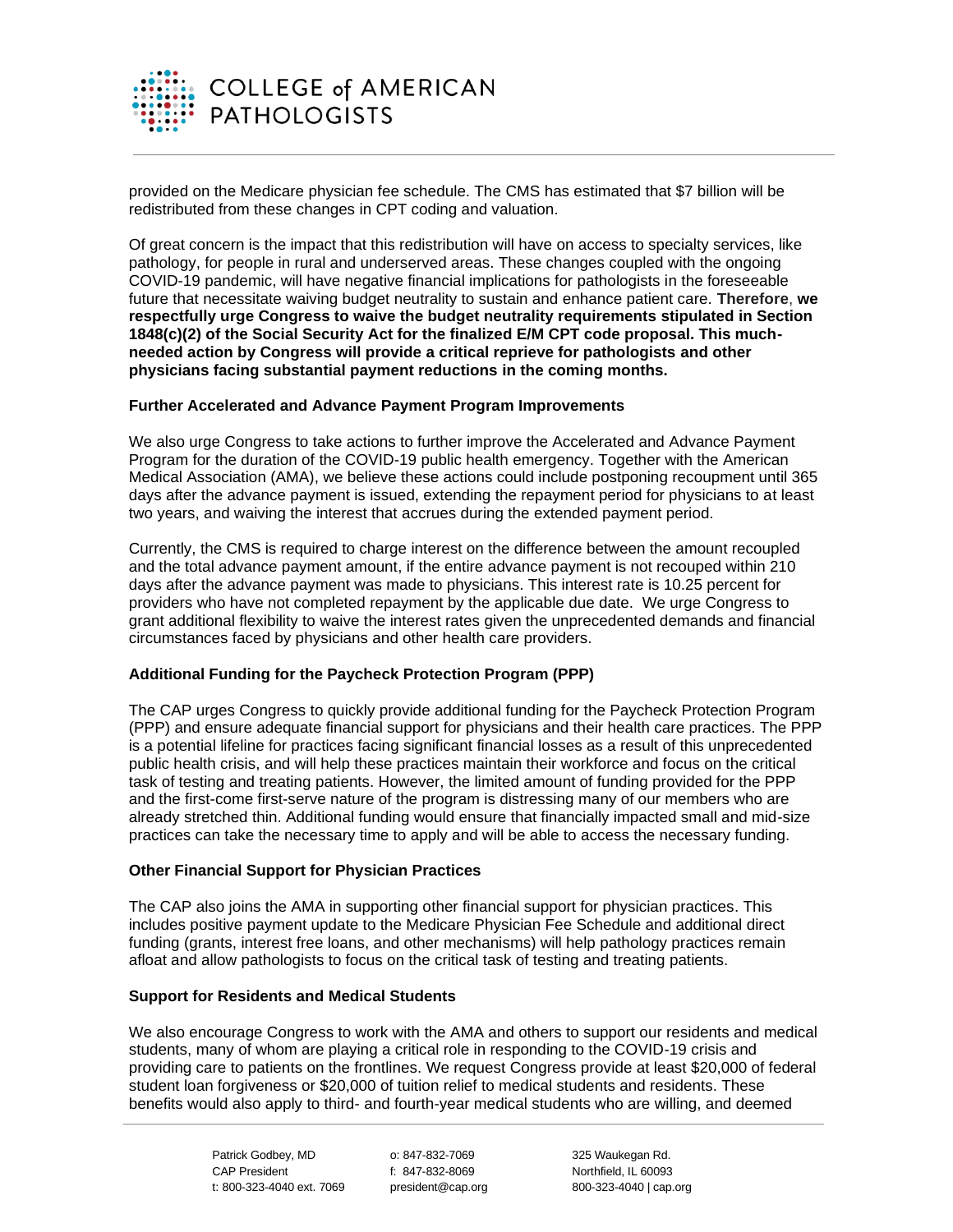provided on the Medicare physician fee schedule. The CMS has estimated that $7 billion will be redistributed from these changes in CPT coding and valuation.

Of great concern is the impact that this redistribution will have on access to specialty services, like pathology, for people in rural and underserved areas. These changes coupled with the ongoing COVID-19 pandemic, will have negative financial implications for pathologists in the foreseeable future that necessitate waiving budget neutrality to sustain and enhance patient care. **Therefore**, **we respectfully urge Congress to waive the budget neutrality requirements stipulated in Section 1848(c)(2) of the Social Security Act for the finalized E/M CPT code proposal. This much-needed action by Congress will provide a critical reprieve for pathologists and other physicians facing substantial payment reductions in the coming months.**

### Further Accelerated and Advance Payment Program Improvements

We also urge Congress to take actions to further improve the Accelerated and Advance Payment Program for the duration of the COVID-19 public health emergency. Together with the American Medical Association (AMA), we believe these actions could include postponing recoupment until 365 days after the advance payment is issued, extending the repayment period for physicians to at least two years, and waiving the interest that accrues during the extended payment period.

Currently, the CMS is required to charge interest on the difference between the amount recoupled and the total advance payment amount, if the entire advance payment is not recouped within 210 days after the advance payment was made to physicians. This interest rate is 10.25 percent for providers who have not completed repayment by the applicable due date. We urge Congress to grant additional flexibility to waive the interest rates given the unprecedented demands and financial circumstances faced by physicians and other health care providers.

### Additional Funding for the Paycheck Protection Program (PPP)

The CAP urges Congress to quickly provide additional funding for the Paycheck Protection Program (PPP) and ensure adequate financial support for physicians and their health care practices. The PPP is a potential lifeline for practices facing significant financial losses as a result of this unprecedented public health crisis, and will help these practices maintain their workforce and focus on the critical task of testing and treating patients. However, the limited amount of funding provided for the PPP and the first-come first-serve nature of the program is distressing many of our members who are already stretched thin. Additional funding would ensure that financially impacted small and mid-size practices can take the necessary time to apply and will be able to access the necessary funding.

### Other Financial Support for Physician Practices

The CAP also joins the AMA in supporting other financial support for physician practices. This includes positive payment update to the Medicare Physician Fee Schedule and additional direct funding (grants, interest free loans, and other mechanisms) will help pathology practices remain afloat and allow pathologists to focus on the critical task of testing and treating patients.

### Support for Residents and Medical Students

We also encourage Congress to work with the AMA and others to support our residents and medical students, many of whom are playing a critical role in responding to the COVID-19 crisis and providing care to patients on the frontlines. We request Congress provide at least $20,000 of federal student loan forgiveness or $20,000 of tuition relief to medical students and residents. These benefits would also apply to third- and fourth-year medical students who are willing, and deemed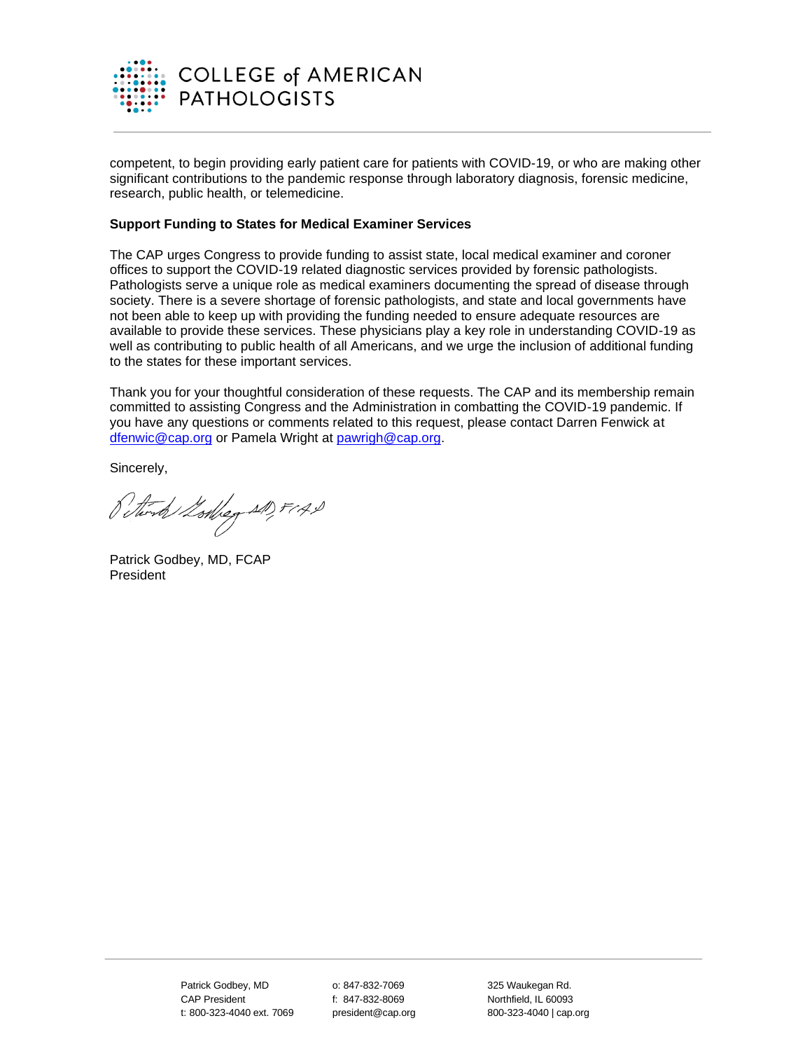competent, to begin providing early patient care for patients with COVID-19, or who are making other significant contributions to the pandemic response through laboratory diagnosis, forensic medicine, research, public health, or telemedicine.

**Support Funding to States for Medical Examiner Services**

The CAP urges Congress to provide funding to assist state, local medical examiner and coroner offices to support the COVID-19 related diagnostic services provided by forensic pathologists. Pathologists serve a unique role as medical examiners documenting the spread of disease through society. There is a severe shortage of forensic pathologists, and state and local governments have not been able to keep up with providing the funding needed to ensure adequate resources are available to provide these services. These physicians play a key role in understanding COVID-19 as well as contributing to public health of all Americans, and we urge the inclusion of additional funding to the states for these important services.

Thank you for your thoughtful consideration of these requests. The CAP and its membership remain committed to assisting Congress and the Administration in combatting the COVID-19 pandemic. If you have any questions or comments related to this request, please contact Darren Fenwick at dfenwic@cap.org or Pamela Wright at pawrigh@cap.org.

Sincerely,

Patrick Godbey, MD, FCAP
President

Patrick Godbey, MD
CAP President
t: 800-323-4040 ext. 7069

o: 847-832-7069
f: 847-832-8069
president@cap.org

325 Waukegan Rd.
Northfield, IL 60093
800-323-4040 | cap.org